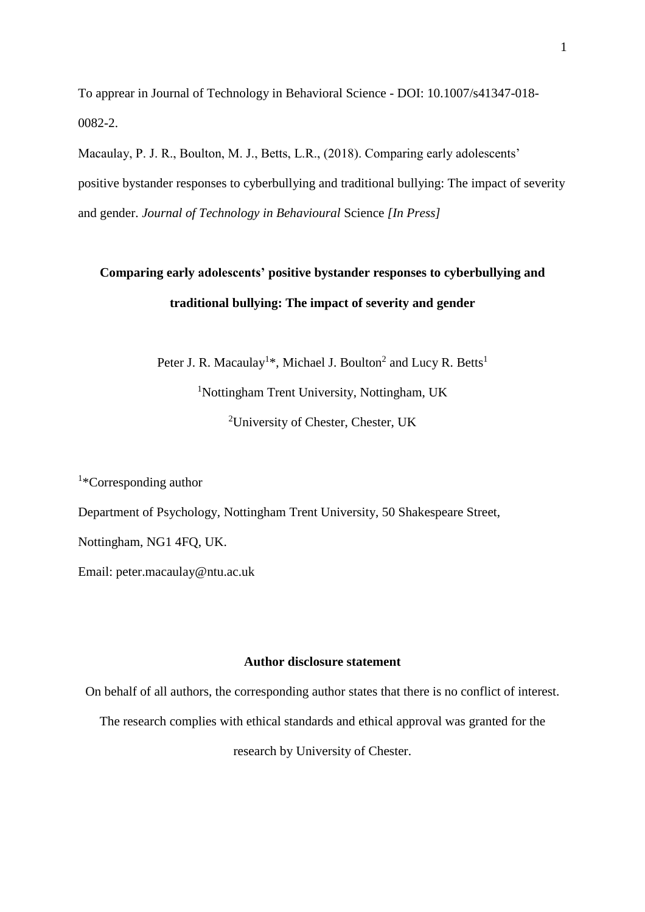To apprear in Journal of Technology in Behavioral Science - DOI: 10.1007/s41347-018-0082-2.

Macaulay, P. J. R., Boulton, M. J., Betts, L.R., (2018). Comparing early adolescents' positive bystander responses to cyberbullying and traditional bullying: The impact of severity and gender. *Journal of Technology in Behavioural* Science *[In Press]*

# Comparing early adolescents' positive bystander responses to cyberbullying and traditional bullying: The impact of severity and gender

Peter J. R. Macaulay[1]*, Michael J. Boulton[2] and Lucy R. Betts[1]

[1]Nottingham Trent University, Nottingham, UK

[2]University of Chester, Chester, UK

[1]*Corresponding author

Department of Psychology, Nottingham Trent University, 50 Shakespeare Street, Nottingham, NG1 4FQ, UK.

Email: peter.macaulay@ntu.ac.uk

**Author disclosure statement**

On behalf of all authors, the corresponding author states that there is no conflict of interest. The research complies with ethical standards and ethical approval was granted for the research by University of Chester.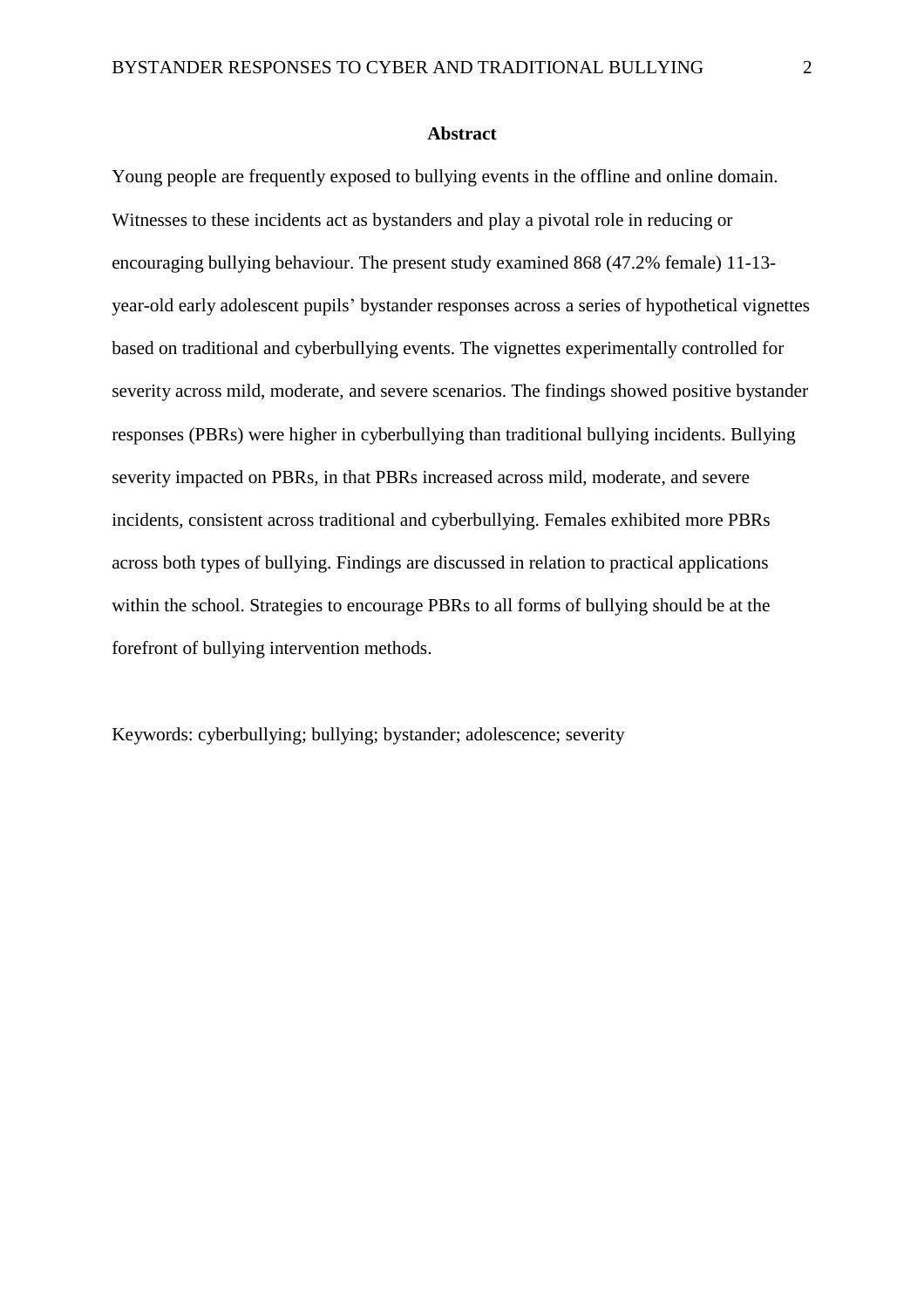## Abstract

Young people are frequently exposed to bullying events in the offline and online domain. Witnesses to these incidents act as bystanders and play a pivotal role in reducing or encouraging bullying behaviour. The present study examined 868 (47.2% female) 11-13-year-old early adolescent pupils' bystander responses across a series of hypothetical vignettes based on traditional and cyberbullying events. The vignettes experimentally controlled for severity across mild, moderate, and severe scenarios. The findings showed positive bystander responses (PBRs) were higher in cyberbullying than traditional bullying incidents. Bullying severity impacted on PBRs, in that PBRs increased across mild, moderate, and severe incidents, consistent across traditional and cyberbullying. Females exhibited more PBRs across both types of bullying. Findings are discussed in relation to practical applications within the school. Strategies to encourage PBRs to all forms of bullying should be at the forefront of bullying intervention methods.

Keywords: cyberbullying; bullying; bystander; adolescence; severity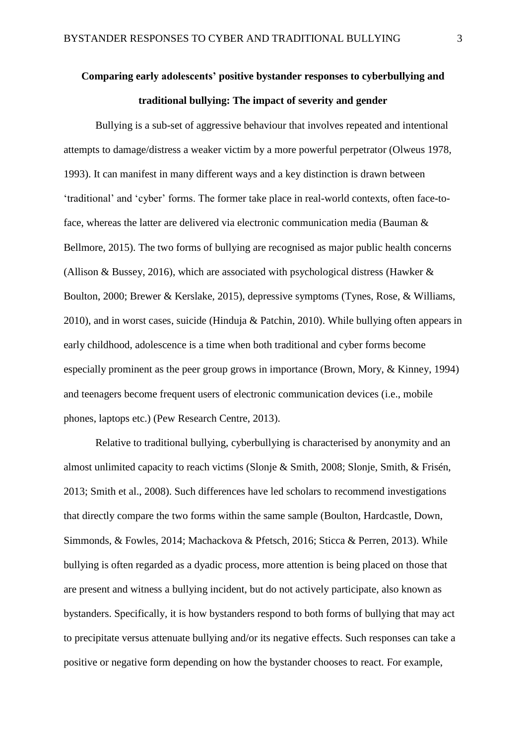# Comparing early adolescents' positive bystander responses to cyberbullying and traditional bullying: The impact of severity and gender

Bullying is a sub-set of aggressive behaviour that involves repeated and intentional attempts to damage/distress a weaker victim by a more powerful perpetrator (Olweus 1978, 1993). It can manifest in many different ways and a key distinction is drawn between 'traditional' and 'cyber' forms. The former take place in real-world contexts, often face-to-face, whereas the latter are delivered via electronic communication media (Bauman & Bellmore, 2015). The two forms of bullying are recognised as major public health concerns (Allison & Bussey, 2016), which are associated with psychological distress (Hawker & Boulton, 2000; Brewer & Kerslake, 2015), depressive symptoms (Tynes, Rose, & Williams, 2010), and in worst cases, suicide (Hinduja & Patchin, 2010). While bullying often appears in early childhood, adolescence is a time when both traditional and cyber forms become especially prominent as the peer group grows in importance (Brown, Mory, & Kinney, 1994) and teenagers become frequent users of electronic communication devices (i.e., mobile phones, laptops etc.) (Pew Research Centre, 2013).

Relative to traditional bullying, cyberbullying is characterised by anonymity and an almost unlimited capacity to reach victims (Slonje & Smith, 2008; Slonje, Smith, & Frisén, 2013; Smith et al., 2008). Such differences have led scholars to recommend investigations that directly compare the two forms within the same sample (Boulton, Hardcastle, Down, Simmonds, & Fowles, 2014; Machackova & Pfetsch, 2016; Sticca & Perren, 2013). While bullying is often regarded as a dyadic process, more attention is being placed on those that are present and witness a bullying incident, but do not actively participate, also known as bystanders. Specifically, it is how bystanders respond to both forms of bullying that may act to precipitate versus attenuate bullying and/or its negative effects. Such responses can take a positive or negative form depending on how the bystander chooses to react. For example,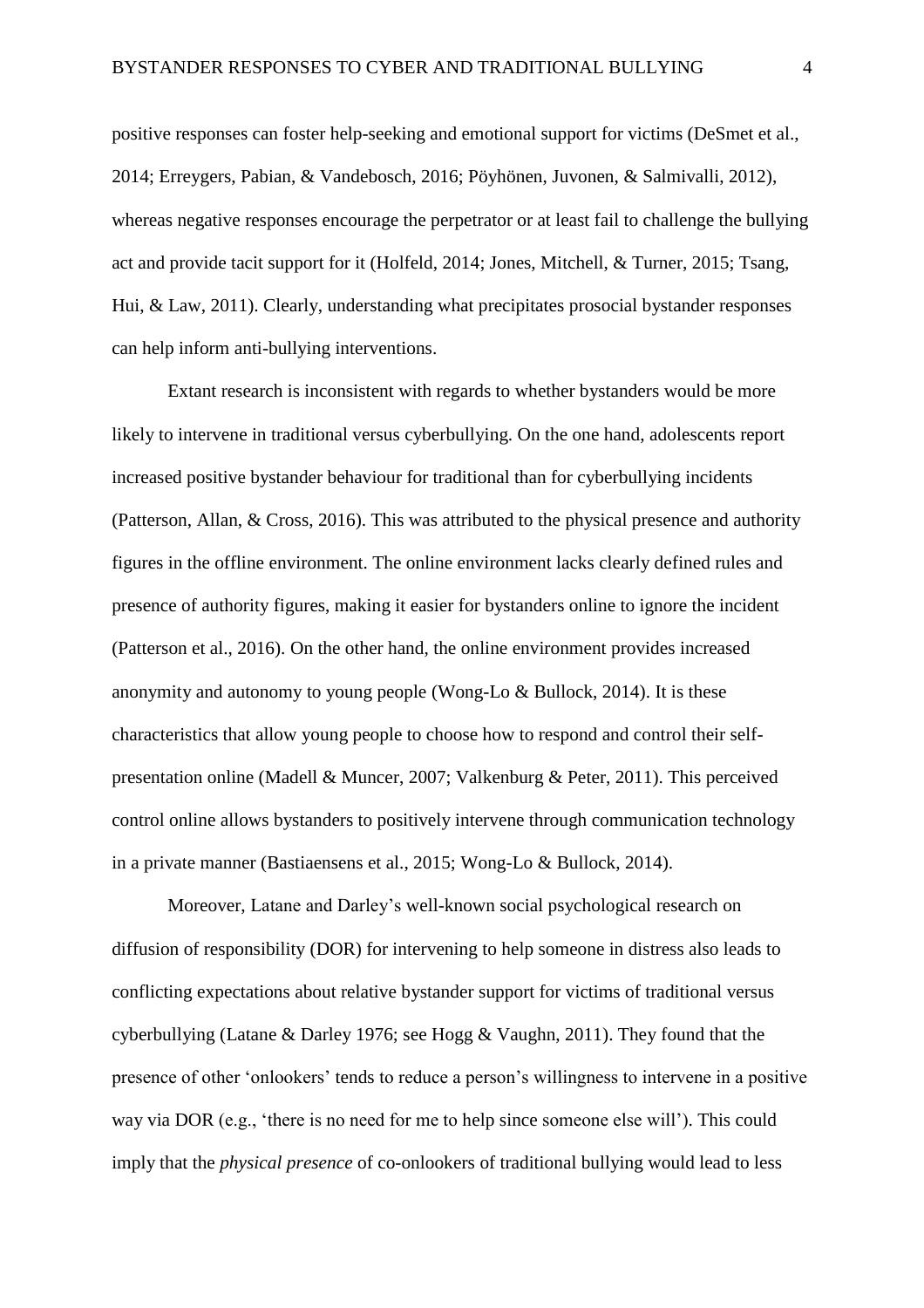positive responses can foster help-seeking and emotional support for victims (DeSmet et al., 2014; Erreygers, Pabian, & Vandebosch, 2016; Pöyhönen, Juvonen, & Salmivalli, 2012), whereas negative responses encourage the perpetrator or at least fail to challenge the bullying act and provide tacit support for it (Holfeld, 2014; Jones, Mitchell, & Turner, 2015; Tsang, Hui, & Law, 2011). Clearly, understanding what precipitates prosocial bystander responses can help inform anti-bullying interventions.

Extant research is inconsistent with regards to whether bystanders would be more likely to intervene in traditional versus cyberbullying. On the one hand, adolescents report increased positive bystander behaviour for traditional than for cyberbullying incidents (Patterson, Allan, & Cross, 2016). This was attributed to the physical presence and authority figures in the offline environment. The online environment lacks clearly defined rules and presence of authority figures, making it easier for bystanders online to ignore the incident (Patterson et al., 2016). On the other hand, the online environment provides increased anonymity and autonomy to young people (Wong-Lo & Bullock, 2014). It is these characteristics that allow young people to choose how to respond and control their self-presentation online (Madell & Muncer, 2007; Valkenburg & Peter, 2011). This perceived control online allows bystanders to positively intervene through communication technology in a private manner (Bastiaensens et al., 2015; Wong-Lo & Bullock, 2014).

Moreover, Latane and Darley's well-known social psychological research on diffusion of responsibility (DOR) for intervening to help someone in distress also leads to conflicting expectations about relative bystander support for victims of traditional versus cyberbullying (Latane & Darley 1976; see Hogg & Vaughn, 2011). They found that the presence of other 'onlookers' tends to reduce a person's willingness to intervene in a positive way via DOR (e.g., 'there is no need for me to help since someone else will'). This could imply that the *physical presence* of co-onlookers of traditional bullying would lead to less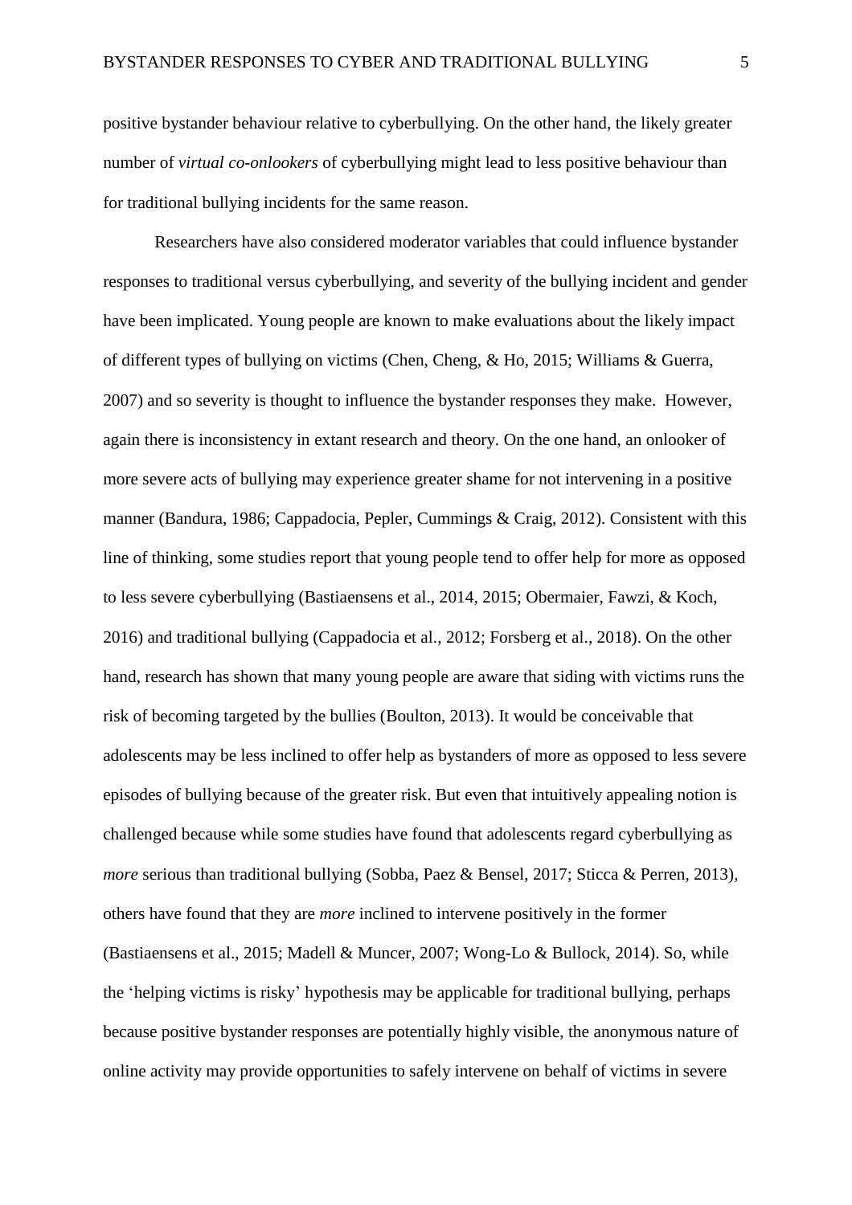positive bystander behaviour relative to cyberbullying. On the other hand, the likely greater number of *virtual co-onlookers* of cyberbullying might lead to less positive behaviour than for traditional bullying incidents for the same reason.

Researchers have also considered moderator variables that could influence bystander responses to traditional versus cyberbullying, and severity of the bullying incident and gender have been implicated. Young people are known to make evaluations about the likely impact of different types of bullying on victims (Chen, Cheng, & Ho, 2015; Williams & Guerra, 2007) and so severity is thought to influence the bystander responses they make. However, again there is inconsistency in extant research and theory. On the one hand, an onlooker of more severe acts of bullying may experience greater shame for not intervening in a positive manner (Bandura, 1986; Cappadocia, Pepler, Cummings & Craig, 2012). Consistent with this line of thinking, some studies report that young people tend to offer help for more as opposed to less severe cyberbullying (Bastiaensens et al., 2014, 2015; Obermaier, Fawzi, & Koch, 2016) and traditional bullying (Cappadocia et al., 2012; Forsberg et al., 2018). On the other hand, research has shown that many young people are aware that siding with victims runs the risk of becoming targeted by the bullies (Boulton, 2013). It would be conceivable that adolescents may be less inclined to offer help as bystanders of more as opposed to less severe episodes of bullying because of the greater risk. But even that intuitively appealing notion is challenged because while some studies have found that adolescents regard cyberbullying as *more* serious than traditional bullying (Sobba, Paez & Bensel, 2017; Sticca & Perren, 2013), others have found that they are *more* inclined to intervene positively in the former (Bastiaensens et al., 2015; Madell & Muncer, 2007; Wong-Lo & Bullock, 2014). So, while the 'helping victims is risky' hypothesis may be applicable for traditional bullying, perhaps because positive bystander responses are potentially highly visible, the anonymous nature of online activity may provide opportunities to safely intervene on behalf of victims in severe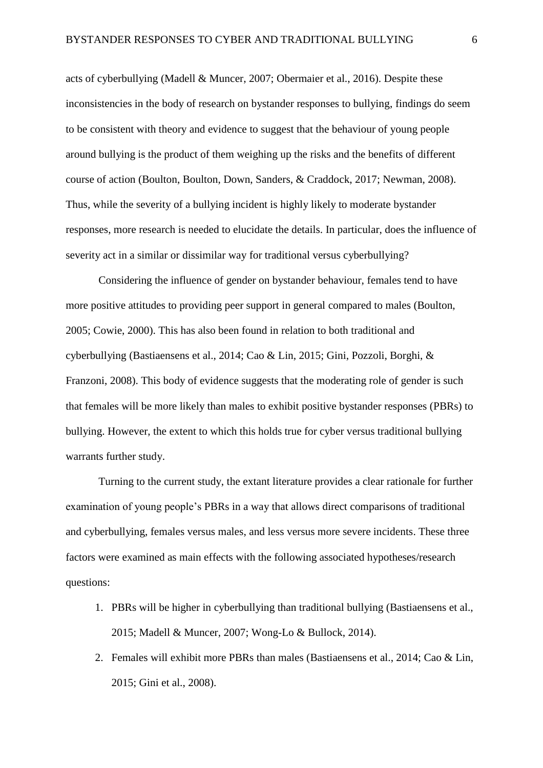acts of cyberbullying (Madell & Muncer, 2007; Obermaier et al., 2016). Despite these inconsistencies in the body of research on bystander responses to bullying, findings do seem to be consistent with theory and evidence to suggest that the behaviour of young people around bullying is the product of them weighing up the risks and the benefits of different course of action (Boulton, Boulton, Down, Sanders, & Craddock, 2017; Newman, 2008). Thus, while the severity of a bullying incident is highly likely to moderate bystander responses, more research is needed to elucidate the details. In particular, does the influence of severity act in a similar or dissimilar way for traditional versus cyberbullying?

Considering the influence of gender on bystander behaviour, females tend to have more positive attitudes to providing peer support in general compared to males (Boulton, 2005; Cowie, 2000). This has also been found in relation to both traditional and cyberbullying (Bastiaensens et al., 2014; Cao & Lin, 2015; Gini, Pozzoli, Borghi, & Franzoni, 2008). This body of evidence suggests that the moderating role of gender is such that females will be more likely than males to exhibit positive bystander responses (PBRs) to bullying. However, the extent to which this holds true for cyber versus traditional bullying warrants further study.

Turning to the current study, the extant literature provides a clear rationale for further examination of young people's PBRs in a way that allows direct comparisons of traditional and cyberbullying, females versus males, and less versus more severe incidents. These three factors were examined as main effects with the following associated hypotheses/research questions:

1. PBRs will be higher in cyberbullying than traditional bullying (Bastiaensens et al., 2015; Madell & Muncer, 2007; Wong-Lo & Bullock, 2014).
2. Females will exhibit more PBRs than males (Bastiaensens et al., 2014; Cao & Lin, 2015; Gini et al., 2008).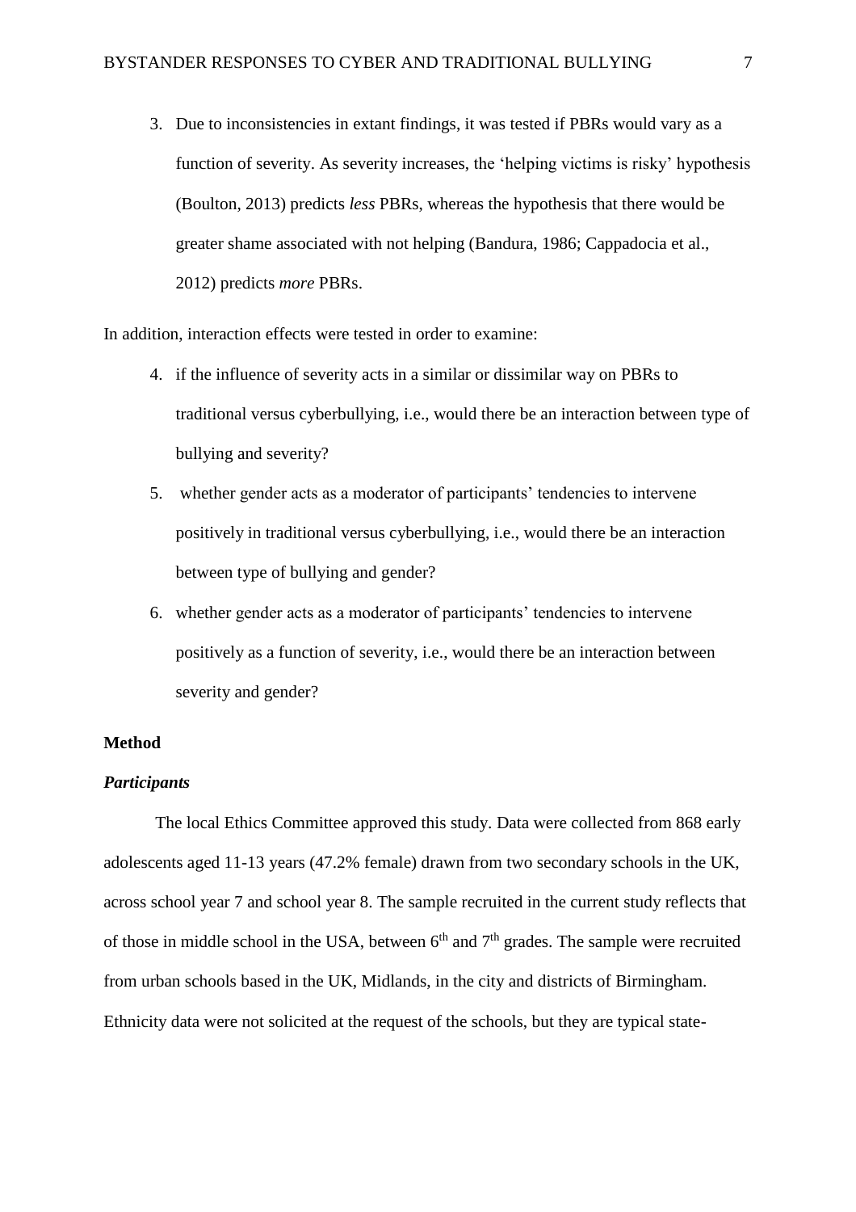3. Due to inconsistencies in extant findings, it was tested if PBRs would vary as a function of severity. As severity increases, the 'helping victims is risky' hypothesis (Boulton, 2013) predicts *less* PBRs, whereas the hypothesis that there would be greater shame associated with not helping (Bandura, 1986; Cappadocia et al., 2012) predicts *more* PBRs.

In addition, interaction effects were tested in order to examine:

4. if the influence of severity acts in a similar or dissimilar way on PBRs to traditional versus cyberbullying, i.e., would there be an interaction between type of bullying and severity?
5. whether gender acts as a moderator of participants' tendencies to intervene positively in traditional versus cyberbullying, i.e., would there be an interaction between type of bullying and gender?
6. whether gender acts as a moderator of participants' tendencies to intervene positively as a function of severity, i.e., would there be an interaction between severity and gender?

## Method

### *Participants*

The local Ethics Committee approved this study. Data were collected from 868 early adolescents aged 11-13 years (47.2% female) drawn from two secondary schools in the UK, across school year 7 and school year 8. The sample recruited in the current study reflects that of those in middle school in the USA, between 6th and 7th grades. The sample were recruited from urban schools based in the UK, Midlands, in the city and districts of Birmingham. Ethnicity data were not solicited at the request of the schools, but they are typical state-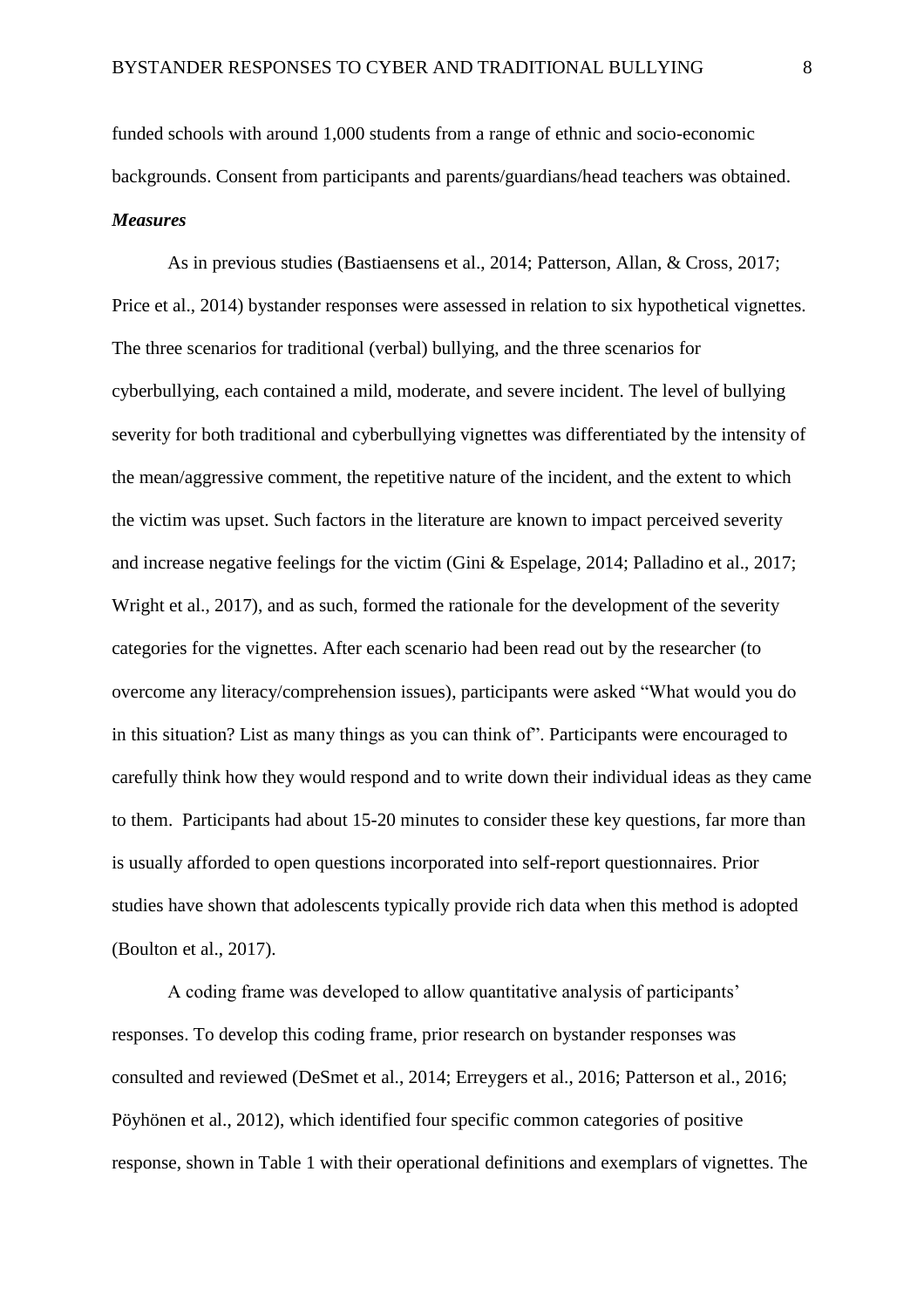funded schools with around 1,000 students from a range of ethnic and socio-economic backgrounds. Consent from participants and parents/guardians/head teachers was obtained.

***Measures***

As in previous studies (Bastiaensens et al., 2014; Patterson, Allan, & Cross, 2017; Price et al., 2014) bystander responses were assessed in relation to six hypothetical vignettes. The three scenarios for traditional (verbal) bullying, and the three scenarios for cyberbullying, each contained a mild, moderate, and severe incident. The level of bullying severity for both traditional and cyberbullying vignettes was differentiated by the intensity of the mean/aggressive comment, the repetitive nature of the incident, and the extent to which the victim was upset. Such factors in the literature are known to impact perceived severity and increase negative feelings for the victim (Gini & Espelage, 2014; Palladino et al., 2017; Wright et al., 2017), and as such, formed the rationale for the development of the severity categories for the vignettes. After each scenario had been read out by the researcher (to overcome any literacy/comprehension issues), participants were asked "What would you do in this situation? List as many things as you can think of". Participants were encouraged to carefully think how they would respond and to write down their individual ideas as they came to them. Participants had about 15-20 minutes to consider these key questions, far more than is usually afforded to open questions incorporated into self-report questionnaires. Prior studies have shown that adolescents typically provide rich data when this method is adopted (Boulton et al., 2017).

A coding frame was developed to allow quantitative analysis of participants' responses. To develop this coding frame, prior research on bystander responses was consulted and reviewed (DeSmet et al., 2014; Erreygers et al., 2016; Patterson et al., 2016; Pöyhönen et al., 2012), which identified four specific common categories of positive response, shown in Table 1 with their operational definitions and exemplars of vignettes. The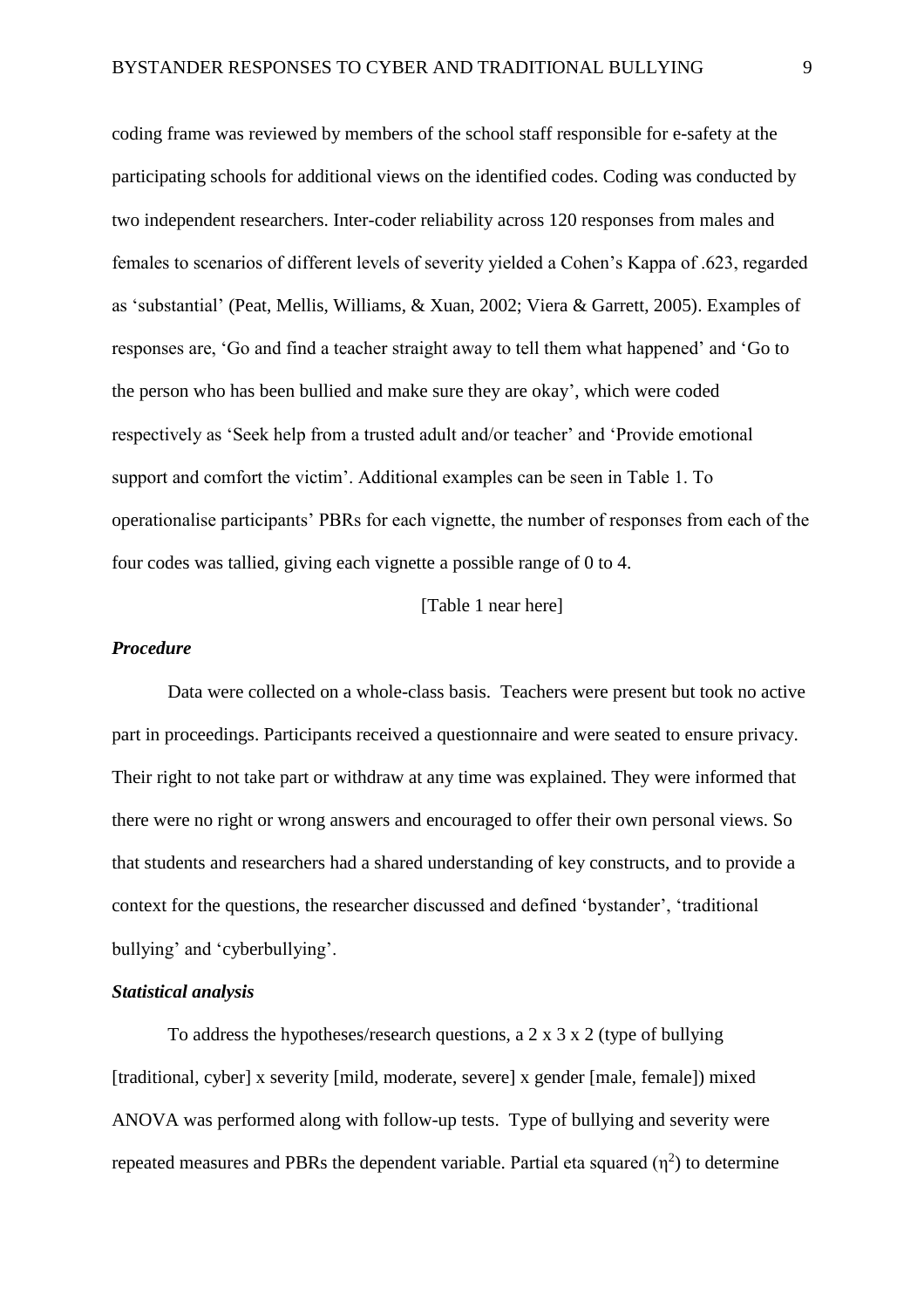coding frame was reviewed by members of the school staff responsible for e-safety at the participating schools for additional views on the identified codes. Coding was conducted by two independent researchers. Inter-coder reliability across 120 responses from males and females to scenarios of different levels of severity yielded a Cohen's Kappa of .623, regarded as 'substantial' (Peat, Mellis, Williams, & Xuan, 2002; Viera & Garrett, 2005). Examples of responses are, 'Go and find a teacher straight away to tell them what happened' and 'Go to the person who has been bullied and make sure they are okay', which were coded respectively as 'Seek help from a trusted adult and/or teacher' and 'Provide emotional support and comfort the victim'. Additional examples can be seen in Table 1. To operationalise participants' PBRs for each vignette, the number of responses from each of the four codes was tallied, giving each vignette a possible range of 0 to 4.

[Table 1 near here]

### *Procedure*

Data were collected on a whole-class basis. Teachers were present but took no active part in proceedings. Participants received a questionnaire and were seated to ensure privacy. Their right to not take part or withdraw at any time was explained. They were informed that there were no right or wrong answers and encouraged to offer their own personal views. So that students and researchers had a shared understanding of key constructs, and to provide a context for the questions, the researcher discussed and defined 'bystander', 'traditional bullying' and 'cyberbullying'.

### *Statistical analysis*

To address the hypotheses/research questions, a 2 x 3 x 2 (type of bullying [traditional, cyber] x severity [mild, moderate, severe] x gender [male, female]) mixed ANOVA was performed along with follow-up tests. Type of bullying and severity were repeated measures and PBRs the dependent variable. Partial eta squared ($\eta^2$) to determine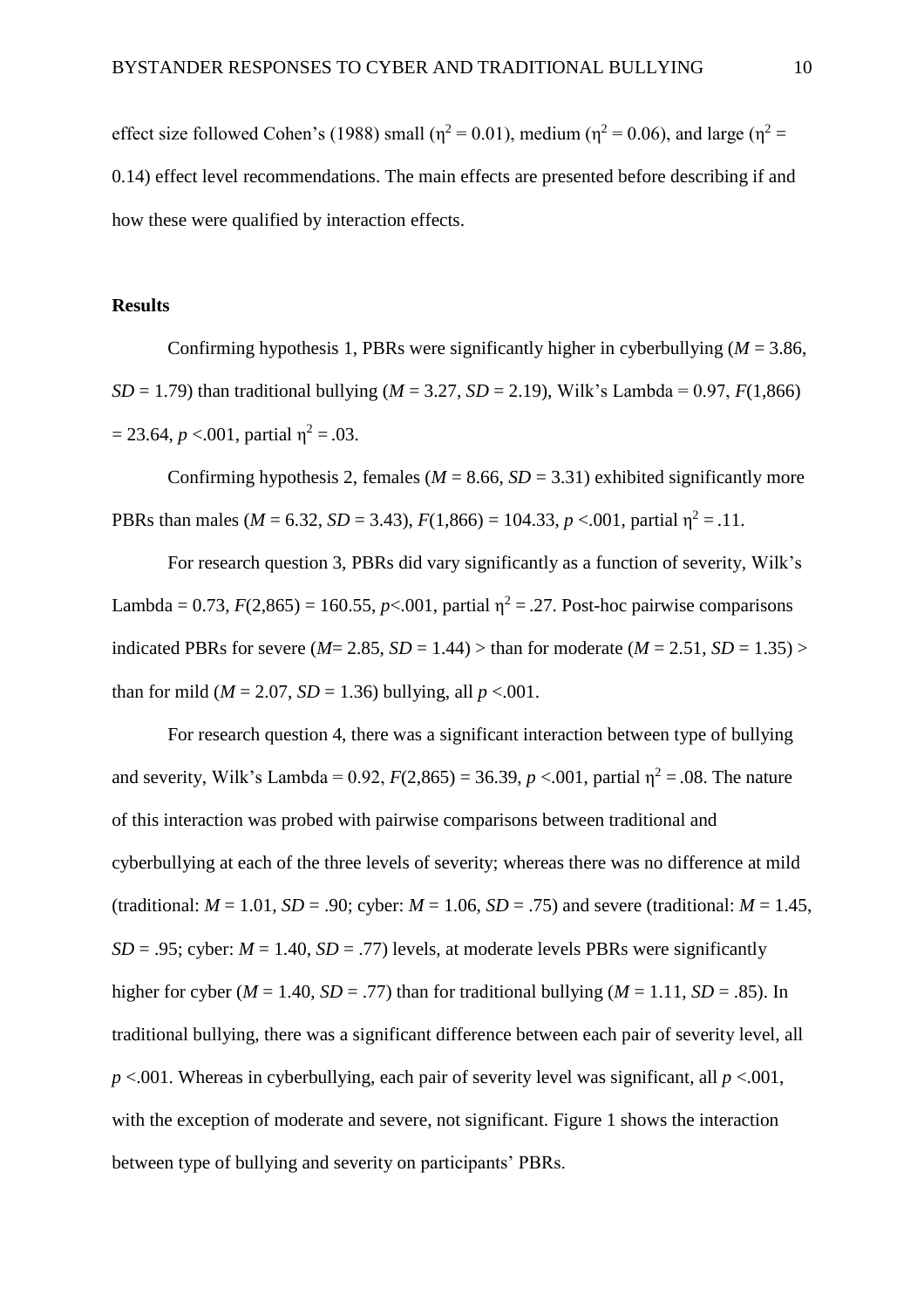effect size followed Cohen's (1988) small ($\eta^2 = 0.01$), medium ($\eta^2 = 0.06$), and large ($\eta^2 = 0.14$) effect level recommendations. The main effects are presented before describing if and how these were qualified by interaction effects.

## Results

Confirming hypothesis 1, PBRs were significantly higher in cyberbullying ($M = 3.86$, $SD = 1.79$) than traditional bullying ($M = 3.27$, $SD = 2.19$), Wilk's Lambda = 0.97, $F(1,866) = 23.64$, $p < .001$, partial $\eta^2 = .03$.

Confirming hypothesis 2, females ($M = 8.66$, $SD = 3.31$) exhibited significantly more PBRs than males ($M = 6.32$, $SD = 3.43$), $F(1,866) = 104.33$, $p < .001$, partial $\eta^2 = .11$.

For research question 3, PBRs did vary significantly as a function of severity, Wilk's Lambda = 0.73, $F(2,865) = 160.55$, $p < .001$, partial $\eta^2 = .27$. Post-hoc pairwise comparisons indicated PBRs for severe ($M = 2.85$, $SD = 1.44$) > than for moderate ($M = 2.51$, $SD = 1.35$) > than for mild ($M = 2.07$, $SD = 1.36$) bullying, all $p < .001$.

For research question 4, there was a significant interaction between type of bullying and severity, Wilk's Lambda = 0.92, $F(2,865) = 36.39$, $p < .001$, partial $\eta^2 = .08$. The nature of this interaction was probed with pairwise comparisons between traditional and cyberbullying at each of the three levels of severity; whereas there was no difference at mild (traditional: $M = 1.01$, $SD = .90$; cyber: $M = 1.06$, $SD = .75$) and severe (traditional: $M = 1.45$, $SD = .95$; cyber: $M = 1.40$, $SD = .77$) levels, at moderate levels PBRs were significantly higher for cyber ($M = 1.40$, $SD = .77$) than for traditional bullying ($M = 1.11$, $SD = .85$). In traditional bullying, there was a significant difference between each pair of severity level, all $p < .001$. Whereas in cyberbullying, each pair of severity level was significant, all $p < .001$, with the exception of moderate and severe, not significant. Figure 1 shows the interaction between type of bullying and severity on participants' PBRs.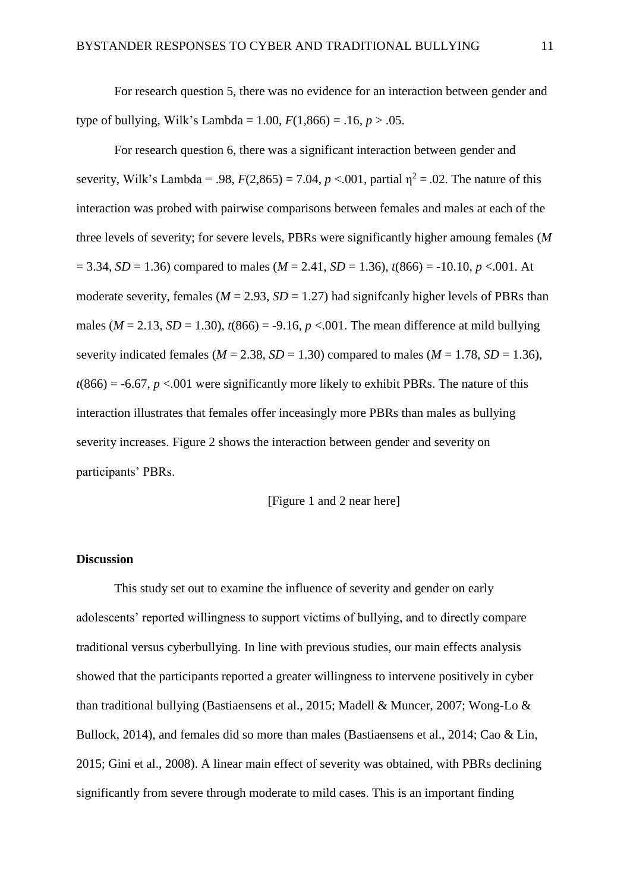For research question 5, there was no evidence for an interaction between gender and type of bullying, Wilk's Lambda = 1.00, $F(1,866) = .16$, $p > .05$.

For research question 6, there was a significant interaction between gender and severity, Wilk's Lambda = .98, $F(2,865) = 7.04$, $p < .001$, partial $\eta^2 = .02$. The nature of this interaction was probed with pairwise comparisons between females and males at each of the three levels of severity; for severe levels, PBRs were significantly higher amoung females ($M = 3.34$, $SD = 1.36$) compared to males ($M = 2.41$, $SD = 1.36$), $t(866) = -10.10$, $p < .001$. At moderate severity, females ($M = 2.93$, $SD = 1.27$) had signifcanly higher levels of PBRs than males ($M = 2.13$, $SD = 1.30$), $t(866) = -9.16$, $p < .001$. The mean difference at mild bullying severity indicated females ($M = 2.38$, $SD = 1.30$) compared to males ($M = 1.78$, $SD = 1.36$), $t(866) = -6.67$, $p < .001$ were significantly more likely to exhibit PBRs. The nature of this interaction illustrates that females offer inceasingly more PBRs than males as bullying severity increases. Figure 2 shows the interaction between gender and severity on participants' PBRs.

[Figure 1 and 2 near here]

## Discussion

This study set out to examine the influence of severity and gender on early adolescents' reported willingness to support victims of bullying, and to directly compare traditional versus cyberbullying. In line with previous studies, our main effects analysis showed that the participants reported a greater willingness to intervene positively in cyber than traditional bullying (Bastiaensens et al., 2015; Madell & Muncer, 2007; Wong-Lo & Bullock, 2014), and females did so more than males (Bastiaensens et al., 2014; Cao & Lin, 2015; Gini et al., 2008). A linear main effect of severity was obtained, with PBRs declining significantly from severe through moderate to mild cases. This is an important finding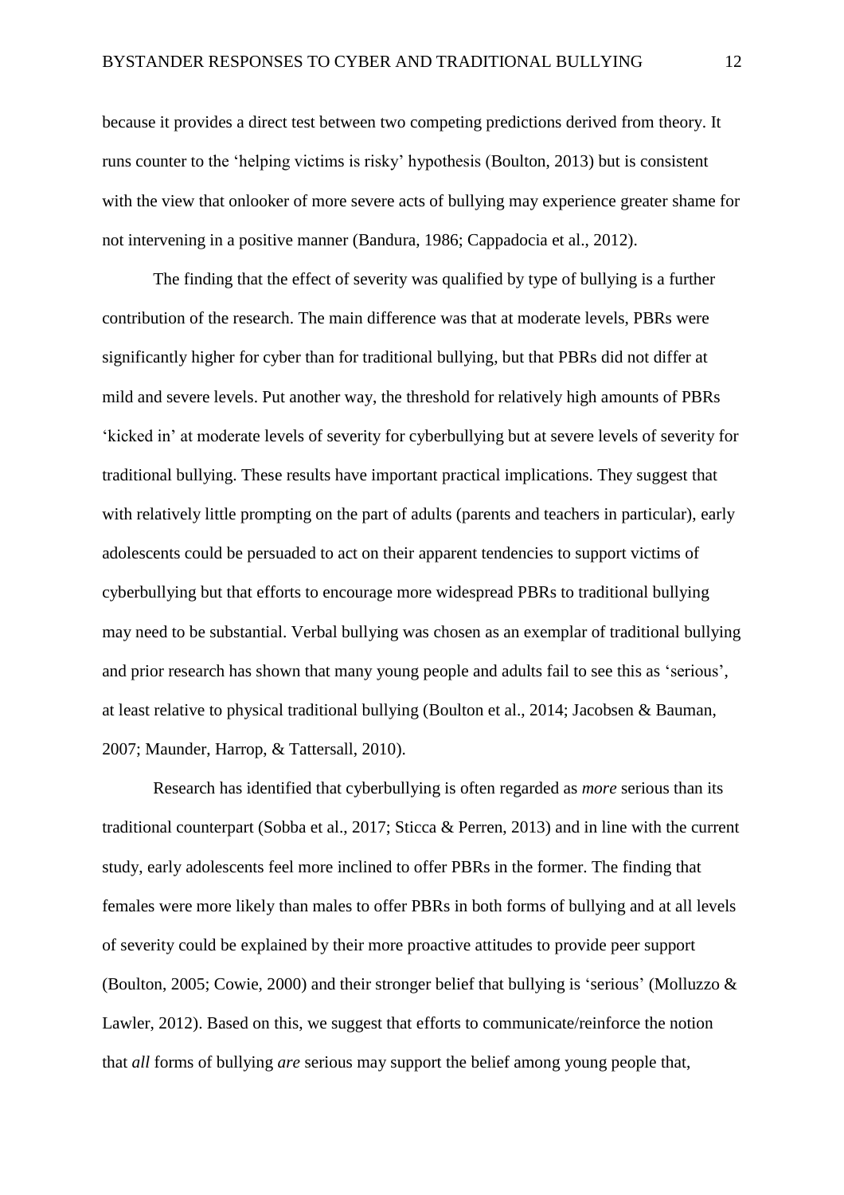because it provides a direct test between two competing predictions derived from theory. It runs counter to the 'helping victims is risky' hypothesis (Boulton, 2013) but is consistent with the view that onlooker of more severe acts of bullying may experience greater shame for not intervening in a positive manner (Bandura, 1986; Cappadocia et al., 2012).

The finding that the effect of severity was qualified by type of bullying is a further contribution of the research. The main difference was that at moderate levels, PBRs were significantly higher for cyber than for traditional bullying, but that PBRs did not differ at mild and severe levels. Put another way, the threshold for relatively high amounts of PBRs 'kicked in' at moderate levels of severity for cyberbullying but at severe levels of severity for traditional bullying. These results have important practical implications. They suggest that with relatively little prompting on the part of adults (parents and teachers in particular), early adolescents could be persuaded to act on their apparent tendencies to support victims of cyberbullying but that efforts to encourage more widespread PBRs to traditional bullying may need to be substantial. Verbal bullying was chosen as an exemplar of traditional bullying and prior research has shown that many young people and adults fail to see this as 'serious', at least relative to physical traditional bullying (Boulton et al., 2014; Jacobsen & Bauman, 2007; Maunder, Harrop, & Tattersall, 2010).

Research has identified that cyberbullying is often regarded as *more* serious than its traditional counterpart (Sobba et al., 2017; Sticca & Perren, 2013) and in line with the current study, early adolescents feel more inclined to offer PBRs in the former. The finding that females were more likely than males to offer PBRs in both forms of bullying and at all levels of severity could be explained by their more proactive attitudes to provide peer support (Boulton, 2005; Cowie, 2000) and their stronger belief that bullying is 'serious' (Molluzzo & Lawler, 2012). Based on this, we suggest that efforts to communicate/reinforce the notion that *all* forms of bullying *are* serious may support the belief among young people that,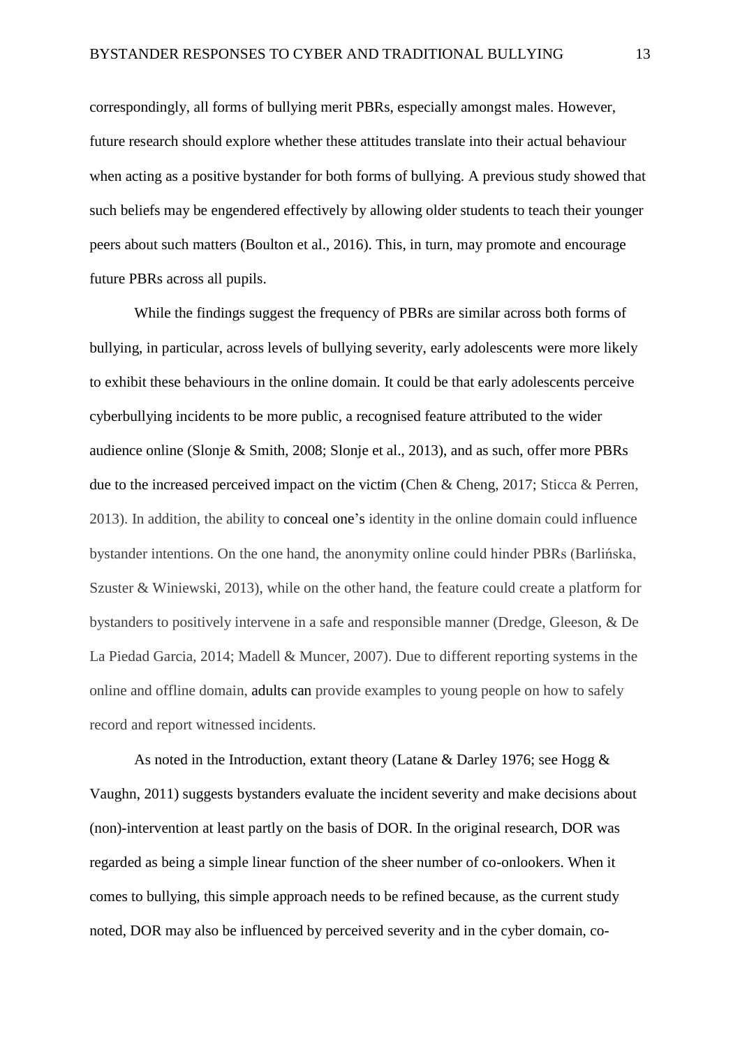correspondingly, all forms of bullying merit PBRs, especially amongst males. However, future research should explore whether these attitudes translate into their actual behaviour when acting as a positive bystander for both forms of bullying. A previous study showed that such beliefs may be engendered effectively by allowing older students to teach their younger peers about such matters (Boulton et al., 2016). This, in turn, may promote and encourage future PBRs across all pupils.

While the findings suggest the frequency of PBRs are similar across both forms of bullying, in particular, across levels of bullying severity, early adolescents were more likely to exhibit these behaviours in the online domain. It could be that early adolescents perceive cyberbullying incidents to be more public, a recognised feature attributed to the wider audience online (Slonje & Smith, 2008; Slonje et al., 2013), and as such, offer more PBRs due to the increased perceived impact on the victim (Chen & Cheng, 2017; Sticca & Perren, 2013). In addition, the ability to conceal one's identity in the online domain could influence bystander intentions. On the one hand, the anonymity online could hinder PBRs (Barlińska, Szuster & Winiewski, 2013), while on the other hand, the feature could create a platform for bystanders to positively intervene in a safe and responsible manner (Dredge, Gleeson, & De La Piedad Garcia, 2014; Madell & Muncer, 2007). Due to different reporting systems in the online and offline domain, adults can provide examples to young people on how to safely record and report witnessed incidents.

As noted in the Introduction, extant theory (Latane & Darley 1976; see Hogg & Vaughn, 2011) suggests bystanders evaluate the incident severity and make decisions about (non)-intervention at least partly on the basis of DOR. In the original research, DOR was regarded as being a simple linear function of the sheer number of co-onlookers. When it comes to bullying, this simple approach needs to be refined because, as the current study noted, DOR may also be influenced by perceived severity and in the cyber domain, co-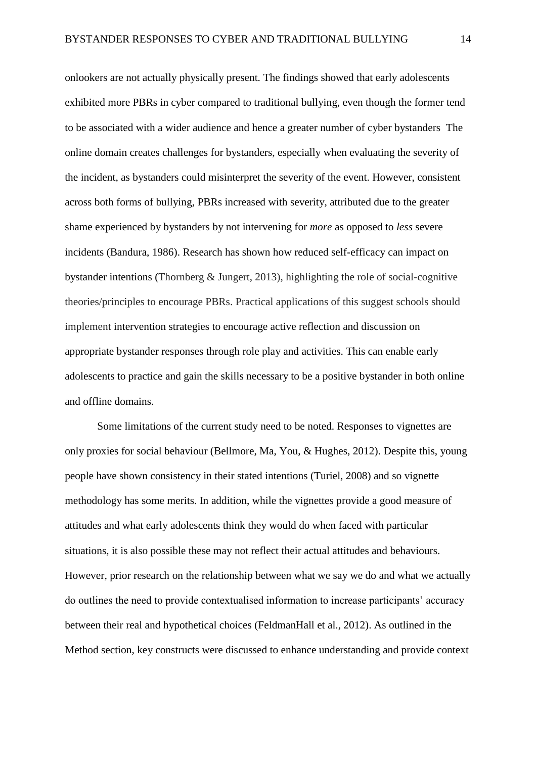onlookers are not actually physically present. The findings showed that early adolescents exhibited more PBRs in cyber compared to traditional bullying, even though the former tend to be associated with a wider audience and hence a greater number of cyber bystanders The online domain creates challenges for bystanders, especially when evaluating the severity of the incident, as bystanders could misinterpret the severity of the event. However, consistent across both forms of bullying, PBRs increased with severity, attributed due to the greater shame experienced by bystanders by not intervening for *more* as opposed to *less* severe incidents (Bandura, 1986). Research has shown how reduced self-efficacy can impact on bystander intentions (Thornberg & Jungert, 2013), highlighting the role of social-cognitive theories/principles to encourage PBRs. Practical applications of this suggest schools should implement intervention strategies to encourage active reflection and discussion on appropriate bystander responses through role play and activities. This can enable early adolescents to practice and gain the skills necessary to be a positive bystander in both online and offline domains.

Some limitations of the current study need to be noted. Responses to vignettes are only proxies for social behaviour (Bellmore, Ma, You, & Hughes, 2012). Despite this, young people have shown consistency in their stated intentions (Turiel, 2008) and so vignette methodology has some merits. In addition, while the vignettes provide a good measure of attitudes and what early adolescents think they would do when faced with particular situations, it is also possible these may not reflect their actual attitudes and behaviours. However, prior research on the relationship between what we say we do and what we actually do outlines the need to provide contextualised information to increase participants' accuracy between their real and hypothetical choices (FeldmanHall et al., 2012). As outlined in the Method section, key constructs were discussed to enhance understanding and provide context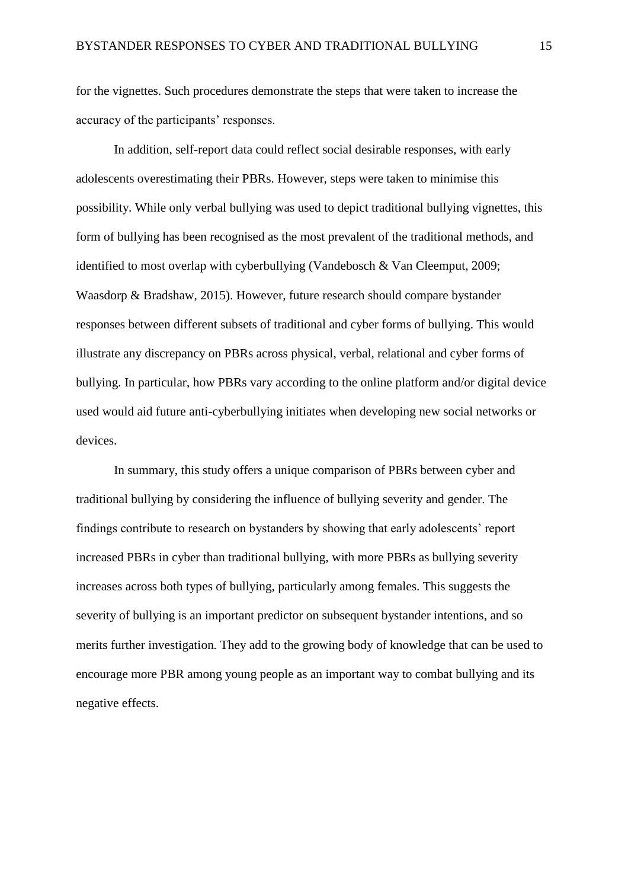for the vignettes. Such procedures demonstrate the steps that were taken to increase the accuracy of the participants' responses.

In addition, self-report data could reflect social desirable responses, with early adolescents overestimating their PBRs. However, steps were taken to minimise this possibility. While only verbal bullying was used to depict traditional bullying vignettes, this form of bullying has been recognised as the most prevalent of the traditional methods, and identified to most overlap with cyberbullying (Vandebosch & Van Cleemput, 2009; Waasdorp & Bradshaw, 2015). However, future research should compare bystander responses between different subsets of traditional and cyber forms of bullying. This would illustrate any discrepancy on PBRs across physical, verbal, relational and cyber forms of bullying. In particular, how PBRs vary according to the online platform and/or digital device used would aid future anti-cyberbullying initiates when developing new social networks or devices.

In summary, this study offers a unique comparison of PBRs between cyber and traditional bullying by considering the influence of bullying severity and gender. The findings contribute to research on bystanders by showing that early adolescents' report increased PBRs in cyber than traditional bullying, with more PBRs as bullying severity increases across both types of bullying, particularly among females. This suggests the severity of bullying is an important predictor on subsequent bystander intentions, and so merits further investigation. They add to the growing body of knowledge that can be used to encourage more PBR among young people as an important way to combat bullying and its negative effects.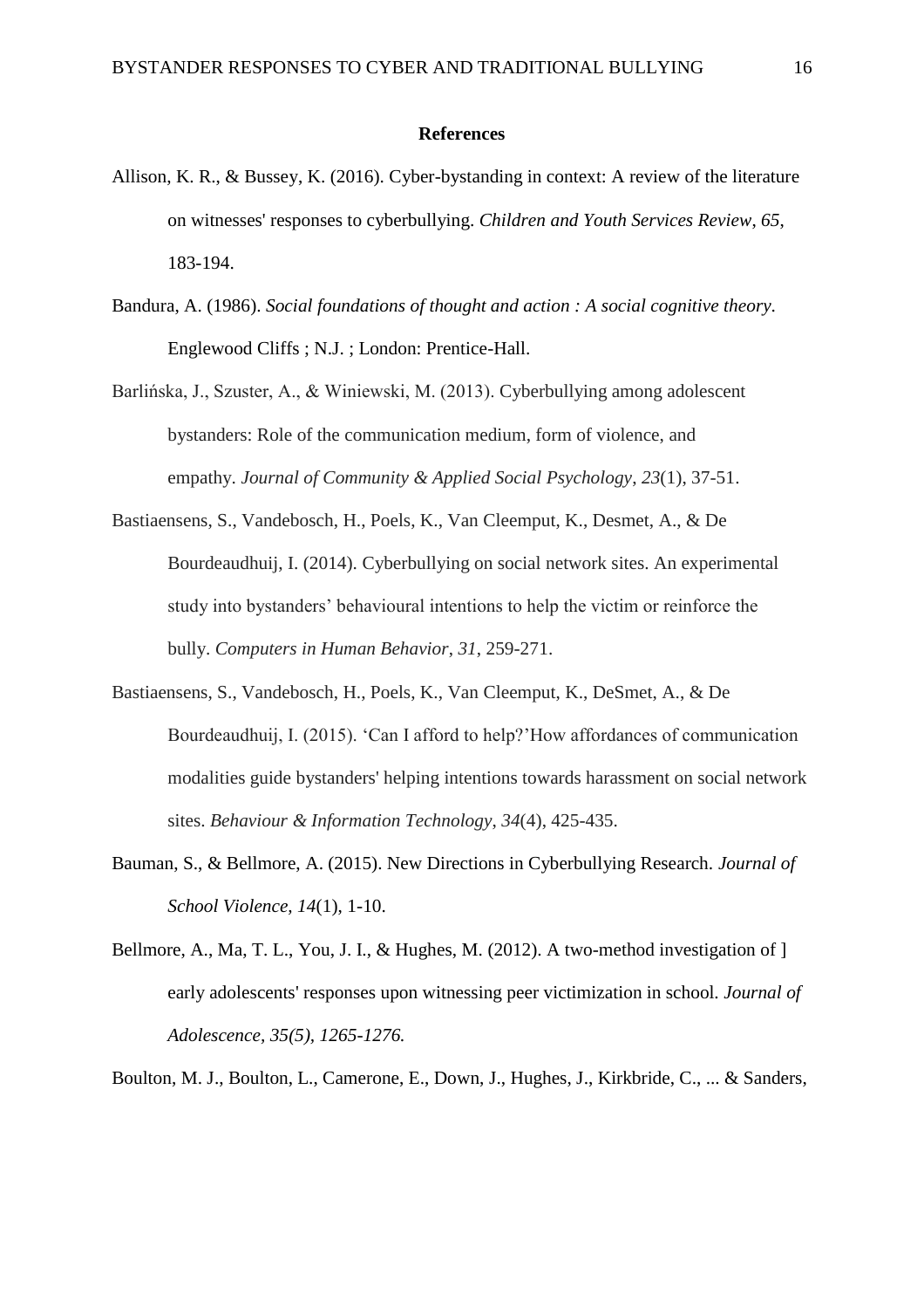**References**

Allison, K. R., & Bussey, K. (2016). Cyber-bystanding in context: A review of the literature on witnesses' responses to cyberbullying. *Children and Youth Services Review*, *65*, 183-194.

Bandura, A. (1986). *Social foundations of thought and action : A social cognitive theory*. Englewood Cliffs ; N.J. ; London: Prentice-Hall.

Barlińska, J., Szuster, A., & Winiewski, M. (2013). Cyberbullying among adolescent bystanders: Role of the communication medium, form of violence, and empathy. *Journal of Community & Applied Social Psychology*, *23*(1), 37-51.

Bastiaensens, S., Vandebosch, H., Poels, K., Van Cleemput, K., Desmet, A., & De Bourdeaudhuij, I. (2014). Cyberbullying on social network sites. An experimental study into bystanders' behavioural intentions to help the victim or reinforce the bully. *Computers in Human Behavior*, *31*, 259-271.

Bastiaensens, S., Vandebosch, H., Poels, K., Van Cleemput, K., DeSmet, A., & De Bourdeaudhuij, I. (2015). 'Can I afford to help?'How affordances of communication modalities guide bystanders' helping intentions towards harassment on social network sites. *Behaviour & Information Technology*, *34*(4), 425-435.

Bauman, S., & Bellmore, A. (2015). New Directions in Cyberbullying Research. *Journal of School Violence*, *14*(1), 1-10.

Bellmore, A., Ma, T. L., You, J. I., & Hughes, M. (2012). A two-method investigation of ] early adolescents' responses upon witnessing peer victimization in school. *Journal of Adolescence, 35(5), 1265-1276.*

Boulton, M. J., Boulton, L., Camerone, E., Down, J., Hughes, J., Kirkbride, C., ... & Sanders,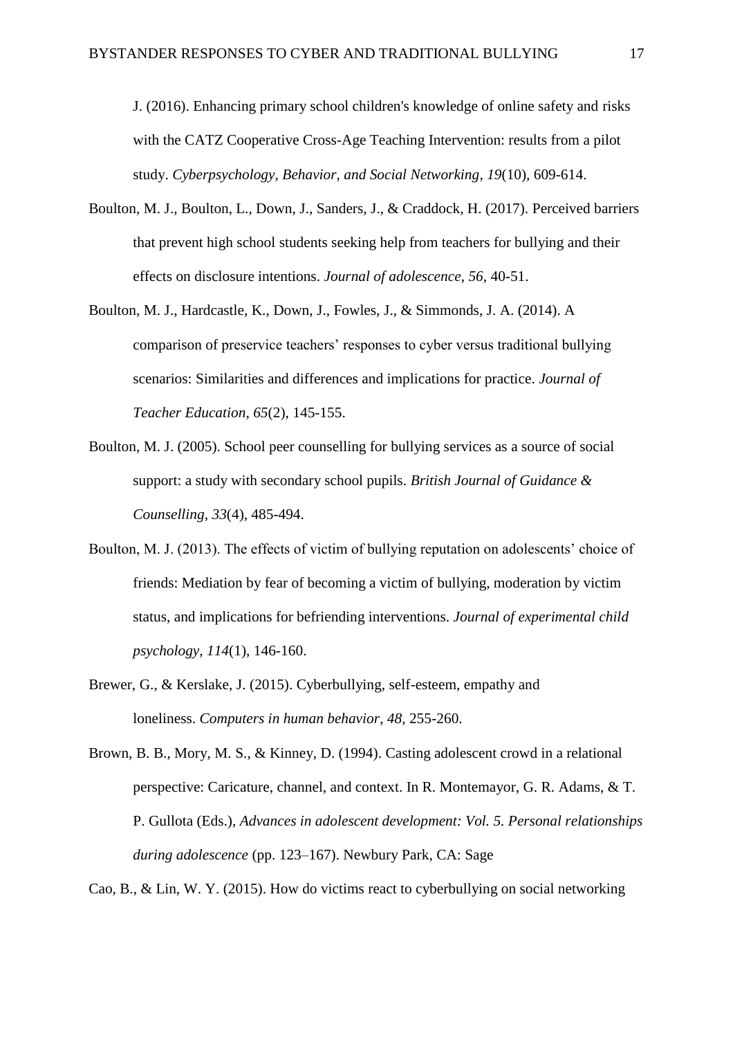J. (2016). Enhancing primary school children's knowledge of online safety and risks with the CATZ Cooperative Cross-Age Teaching Intervention: results from a pilot study. *Cyberpsychology, Behavior, and Social Networking*, *19*(10), 609-614.

Boulton, M. J., Boulton, L., Down, J., Sanders, J., & Craddock, H. (2017). Perceived barriers that prevent high school students seeking help from teachers for bullying and their effects on disclosure intentions. *Journal of adolescence*, *56*, 40-51.

Boulton, M. J., Hardcastle, K., Down, J., Fowles, J., & Simmonds, J. A. (2014). A comparison of preservice teachers' responses to cyber versus traditional bullying scenarios: Similarities and differences and implications for practice. *Journal of Teacher Education*, *65*(2), 145-155.

Boulton, M. J. (2005). School peer counselling for bullying services as a source of social support: a study with secondary school pupils. *British Journal of Guidance & Counselling*, *33*(4), 485-494.

Boulton, M. J. (2013). The effects of victim of bullying reputation on adolescents' choice of friends: Mediation by fear of becoming a victim of bullying, moderation by victim status, and implications for befriending interventions. *Journal of experimental child psychology*, *114*(1), 146-160.

Brewer, G., & Kerslake, J. (2015). Cyberbullying, self-esteem, empathy and loneliness. *Computers in human behavior*, *48*, 255-260.

Brown, B. B., Mory, M. S., & Kinney, D. (1994). Casting adolescent crowd in a relational perspective: Caricature, channel, and context. In R. Montemayor, G. R. Adams, & T. P. Gullota (Eds.), *Advances in adolescent development: Vol. 5. Personal relationships during adolescence* (pp. 123–167). Newbury Park, CA: Sage

Cao, B., & Lin, W. Y. (2015). How do victims react to cyberbullying on social networking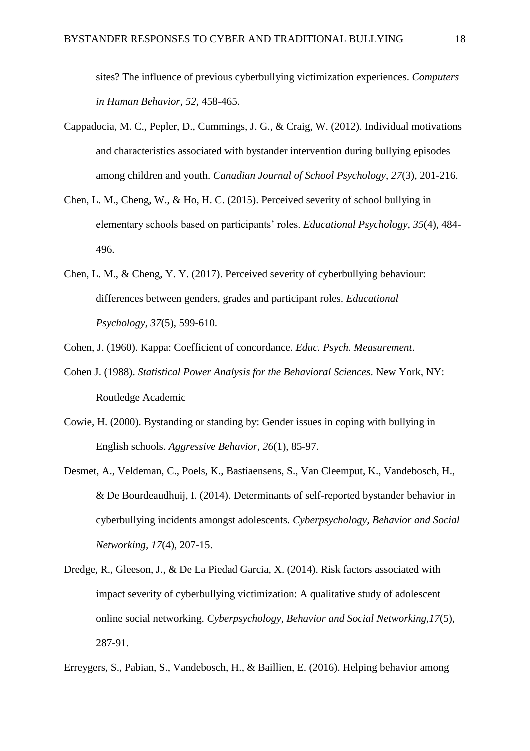sites? The influence of previous cyberbullying victimization experiences. *Computers in Human Behavior*, *52*, 458-465.

Cappadocia, M. C., Pepler, D., Cummings, J. G., & Craig, W. (2012). Individual motivations and characteristics associated with bystander intervention during bullying episodes among children and youth. *Canadian Journal of School Psychology*, *27*(3), 201-216.

Chen, L. M., Cheng, W., & Ho, H. C. (2015). Perceived severity of school bullying in elementary schools based on participants' roles. *Educational Psychology*, *35*(4), 484-496.

Chen, L. M., & Cheng, Y. Y. (2017). Perceived severity of cyberbullying behaviour: differences between genders, grades and participant roles. *Educational Psychology*, *37*(5), 599-610.

Cohen, J. (1960). Kappa: Coefficient of concordance. *Educ. Psych. Measurement*.

Cohen J. (1988). *Statistical Power Analysis for the Behavioral Sciences*. New York, NY: Routledge Academic

Cowie, H. (2000). Bystanding or standing by: Gender issues in coping with bullying in English schools. *Aggressive Behavior*, *26*(1), 85-97.

Desmet, A., Veldeman, C., Poels, K., Bastiaensens, S., Van Cleemput, K., Vandebosch, H., & De Bourdeaudhuij, I. (2014). Determinants of self-reported bystander behavior in cyberbullying incidents amongst adolescents. *Cyberpsychology, Behavior and Social Networking, 17*(4), 207-15.

Dredge, R., Gleeson, J., & De La Piedad Garcia, X. (2014). Risk factors associated with impact severity of cyberbullying victimization: A qualitative study of adolescent online social networking. *Cyberpsychology, Behavior and Social Networking,17*(5), 287-91.

Erreygers, S., Pabian, S., Vandebosch, H., & Baillien, E. (2016). Helping behavior among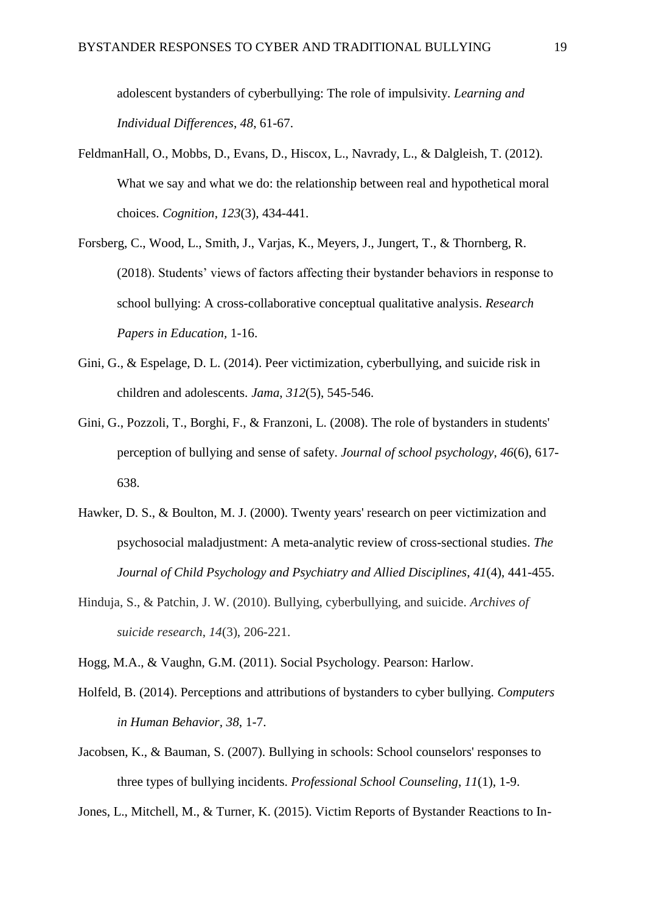adolescent bystanders of cyberbullying: The role of impulsivity. *Learning and Individual Differences*, *48*, 61-67.

FeldmanHall, O., Mobbs, D., Evans, D., Hiscox, L., Navrady, L., & Dalgleish, T. (2012). What we say and what we do: the relationship between real and hypothetical moral choices. *Cognition*, *123*(3), 434-441.

Forsberg, C., Wood, L., Smith, J., Varjas, K., Meyers, J., Jungert, T., & Thornberg, R. (2018). Students' views of factors affecting their bystander behaviors in response to school bullying: A cross-collaborative conceptual qualitative analysis. *Research Papers in Education,* 1-16.

Gini, G., & Espelage, D. L. (2014). Peer victimization, cyberbullying, and suicide risk in children and adolescents. *Jama*, *312*(5), 545-546.

Gini, G., Pozzoli, T., Borghi, F., & Franzoni, L. (2008). The role of bystanders in students' perception of bullying and sense of safety. *Journal of school psychology*, *46*(6), 617-638.

Hawker, D. S., & Boulton, M. J. (2000). Twenty years' research on peer victimization and psychosocial maladjustment: A meta-analytic review of cross-sectional studies. *The Journal of Child Psychology and Psychiatry and Allied Disciplines*, *41*(4), 441-455.

Hinduja, S., & Patchin, J. W. (2010). Bullying, cyberbullying, and suicide. *Archives of suicide research*, *14*(3), 206-221.

Hogg, M.A., & Vaughn, G.M. (2011). Social Psychology. Pearson: Harlow.

Holfeld, B. (2014). Perceptions and attributions of bystanders to cyber bullying. *Computers in Human Behavior*, *38*, 1-7.

Jacobsen, K., & Bauman, S. (2007). Bullying in schools: School counselors' responses to three types of bullying incidents. *Professional School Counseling*, *11*(1), 1-9.

Jones, L., Mitchell, M., & Turner, K. (2015). Victim Reports of Bystander Reactions to In-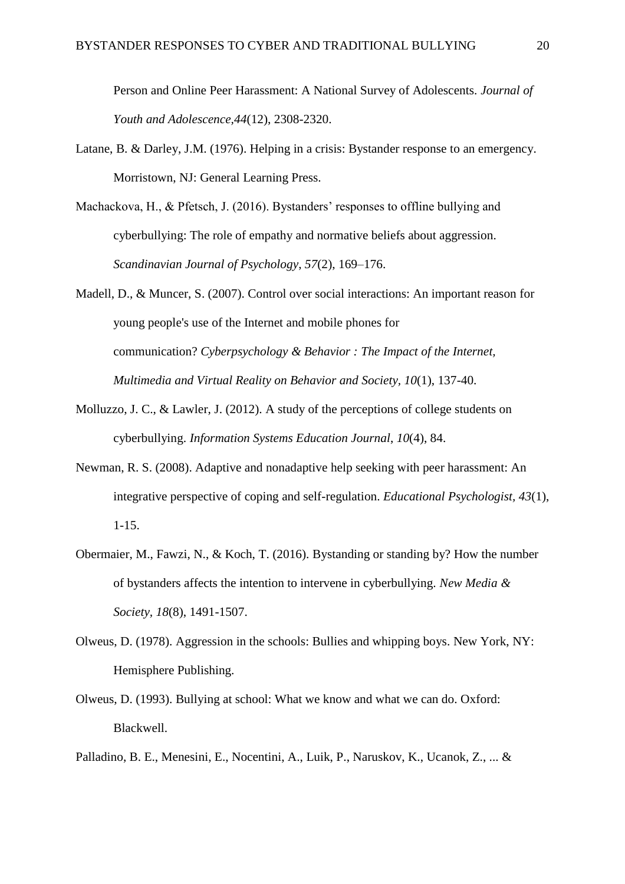Person and Online Peer Harassment: A National Survey of Adolescents. *Journal of Youth and Adolescence*,*44*(12), 2308-2320.

Latane, B. & Darley, J.M. (1976). Helping in a crisis: Bystander response to an emergency. Morristown, NJ: General Learning Press.

Machackova, H., & Pfetsch, J. (2016). Bystanders' responses to offline bullying and cyberbullying: The role of empathy and normative beliefs about aggression. *Scandinavian Journal of Psychology*, *57*(2), 169–176.

Madell, D., & Muncer, S. (2007). Control over social interactions: An important reason for young people's use of the Internet and mobile phones for communication? *Cyberpsychology & Behavior : The Impact of the Internet, Multimedia and Virtual Reality on Behavior and Society*, *10*(1), 137-40.

Molluzzo, J. C., & Lawler, J. (2012). A study of the perceptions of college students on cyberbullying. *Information Systems Education Journal*, *10*(4), 84.

Newman, R. S. (2008). Adaptive and nonadaptive help seeking with peer harassment: An integrative perspective of coping and self-regulation. *Educational Psychologist*, *43*(1), 1-15.

Obermaier, M., Fawzi, N., & Koch, T. (2016). Bystanding or standing by? How the number of bystanders affects the intention to intervene in cyberbullying. *New Media & Society*, *18*(8), 1491-1507.

Olweus, D. (1978). Aggression in the schools: Bullies and whipping boys. New York, NY: Hemisphere Publishing.

Olweus, D. (1993). Bullying at school: What we know and what we can do. Oxford: Blackwell.

Palladino, B. E., Menesini, E., Nocentini, A., Luik, P., Naruskov, K., Ucanok, Z., ... &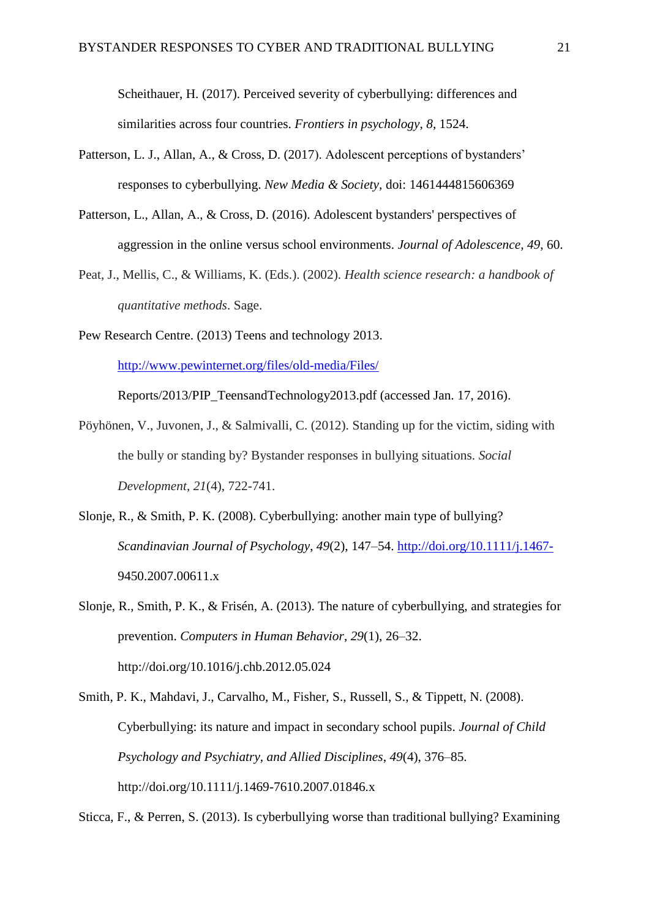Scheithauer, H. (2017). Perceived severity of cyberbullying: differences and similarities across four countries. *Frontiers in psychology*, *8*, 1524.

Patterson, L. J., Allan, A., & Cross, D. (2017). Adolescent perceptions of bystanders' responses to cyberbullying. *New Media & Society*, doi: 1461444815606369

Patterson, L., Allan, A., & Cross, D. (2016). Adolescent bystanders' perspectives of aggression in the online versus school environments. *Journal of Adolescence*, *49*, 60.

Peat, J., Mellis, C., & Williams, K. (Eds.). (2002). *Health science research: a handbook of quantitative methods*. Sage.

Pew Research Centre. (2013) Teens and technology 2013. http://www.pewinternet.org/files/old-media/Files/ Reports/2013/PIP_TeensandTechnology2013.pdf (accessed Jan. 17, 2016).

Pöyhönen, V., Juvonen, J., & Salmivalli, C. (2012). Standing up for the victim, siding with the bully or standing by? Bystander responses in bullying situations. *Social Development*, *21*(4), 722-741.

Slonje, R., & Smith, P. K. (2008). Cyberbullying: another main type of bullying? *Scandinavian Journal of Psychology*, *49*(2), 147–54. http://doi.org/10.1111/j.1467-9450.2007.00611.x

Slonje, R., Smith, P. K., & Frisén, A. (2013). The nature of cyberbullying, and strategies for prevention. *Computers in Human Behavior*, *29*(1), 26–32. http://doi.org/10.1016/j.chb.2012.05.024

Smith, P. K., Mahdavi, J., Carvalho, M., Fisher, S., Russell, S., & Tippett, N. (2008). Cyberbullying: its nature and impact in secondary school pupils. *Journal of Child Psychology and Psychiatry, and Allied Disciplines*, *49*(4), 376–85. http://doi.org/10.1111/j.1469-7610.2007.01846.x

Sticca, F., & Perren, S. (2013). Is cyberbullying worse than traditional bullying? Examining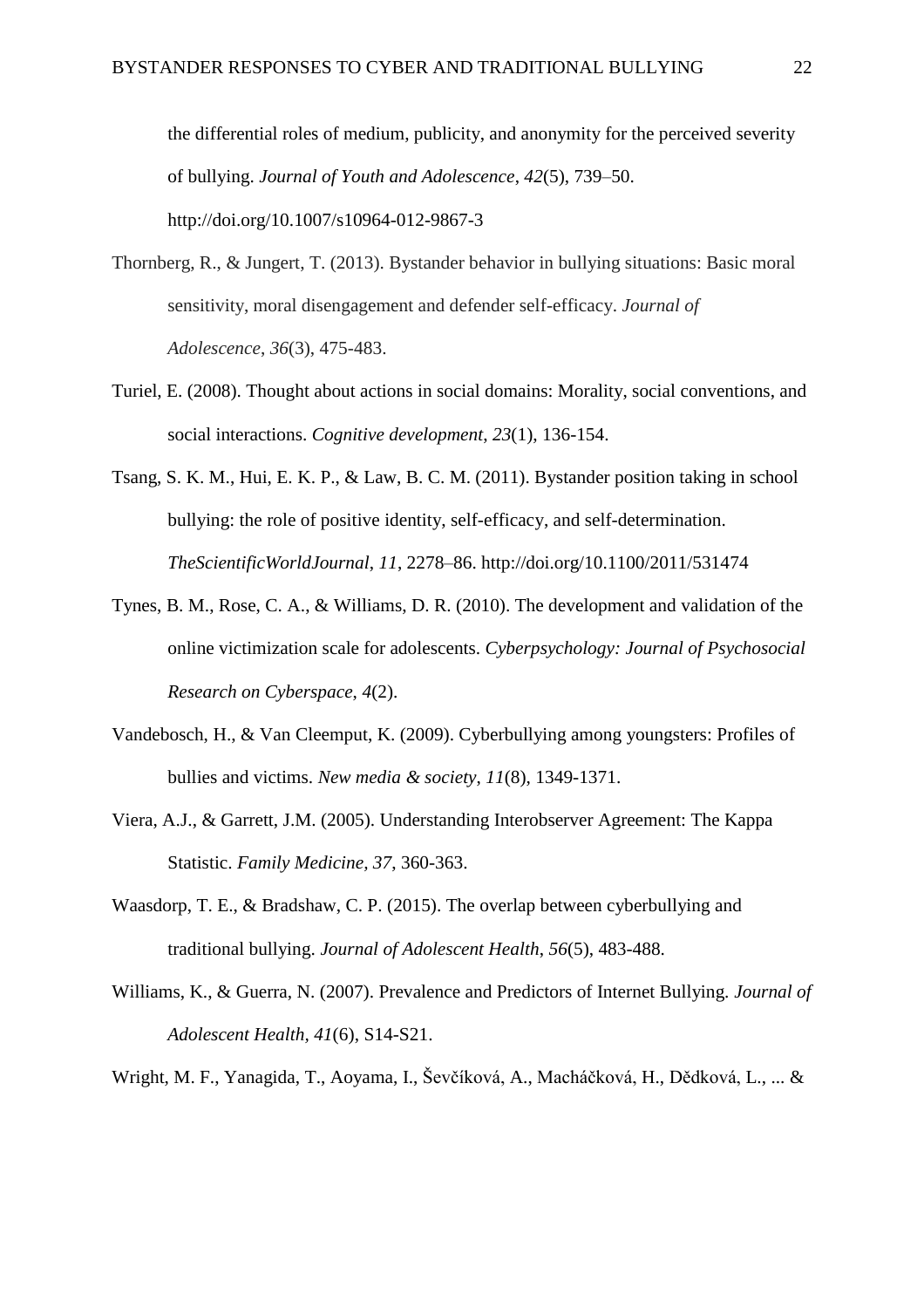the differential roles of medium, publicity, and anonymity for the perceived severity of bullying. *Journal of Youth and Adolescence*, *42*(5), 739–50. http://doi.org/10.1007/s10964-012-9867-3

Thornberg, R., & Jungert, T. (2013). Bystander behavior in bullying situations: Basic moral sensitivity, moral disengagement and defender self-efficacy. *Journal of Adolescence*, *36*(3), 475-483.

Turiel, E. (2008). Thought about actions in social domains: Morality, social conventions, and social interactions. *Cognitive development*, *23*(1), 136-154.

Tsang, S. K. M., Hui, E. K. P., & Law, B. C. M. (2011). Bystander position taking in school bullying: the role of positive identity, self-efficacy, and self-determination. *TheScientificWorldJournal*, *11*, 2278–86. http://doi.org/10.1100/2011/531474

Tynes, B. M., Rose, C. A., & Williams, D. R. (2010). The development and validation of the online victimization scale for adolescents. *Cyberpsychology: Journal of Psychosocial Research on Cyberspace*, *4*(2).

Vandebosch, H., & Van Cleemput, K. (2009). Cyberbullying among youngsters: Profiles of bullies and victims. *New media & society*, *11*(8), 1349-1371.

Viera, A.J., & Garrett, J.M. (2005). Understanding Interobserver Agreement: The Kappa Statistic. *Family Medicine, 37*, 360-363.

Waasdorp, T. E., & Bradshaw, C. P. (2015). The overlap between cyberbullying and traditional bullying. *Journal of Adolescent Health*, *56*(5), 483-488.

Williams, K., & Guerra, N. (2007). Prevalence and Predictors of Internet Bullying. *Journal of Adolescent Health, 41*(6), S14-S21.

Wright, M. F., Yanagida, T., Aoyama, I., Ševčíková, A., Macháčková, H., Dědková, L., ... &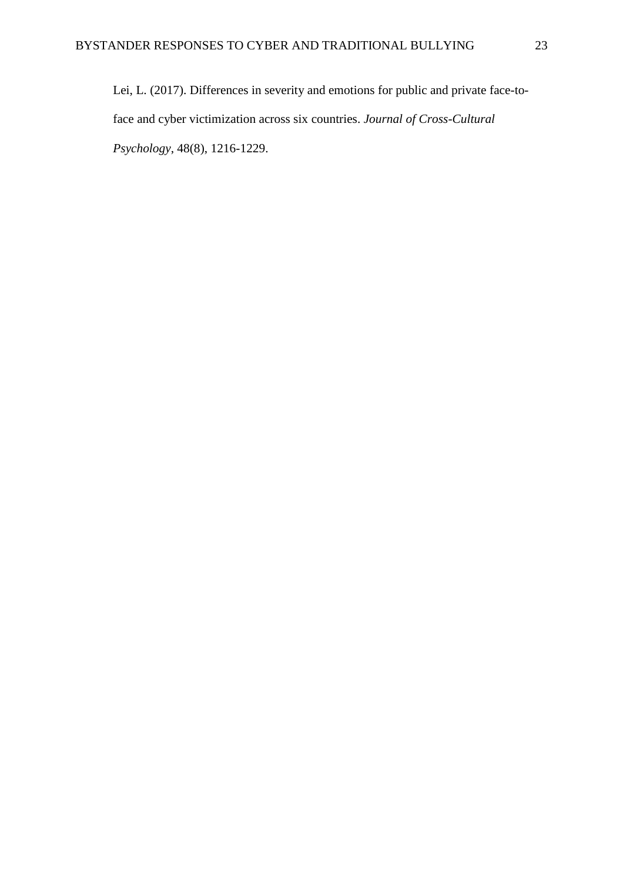Lei, L. (2017). Differences in severity and emotions for public and private face-to-face and cyber victimization across six countries. *Journal of Cross-Cultural Psychology*, 48(8), 1216-1229.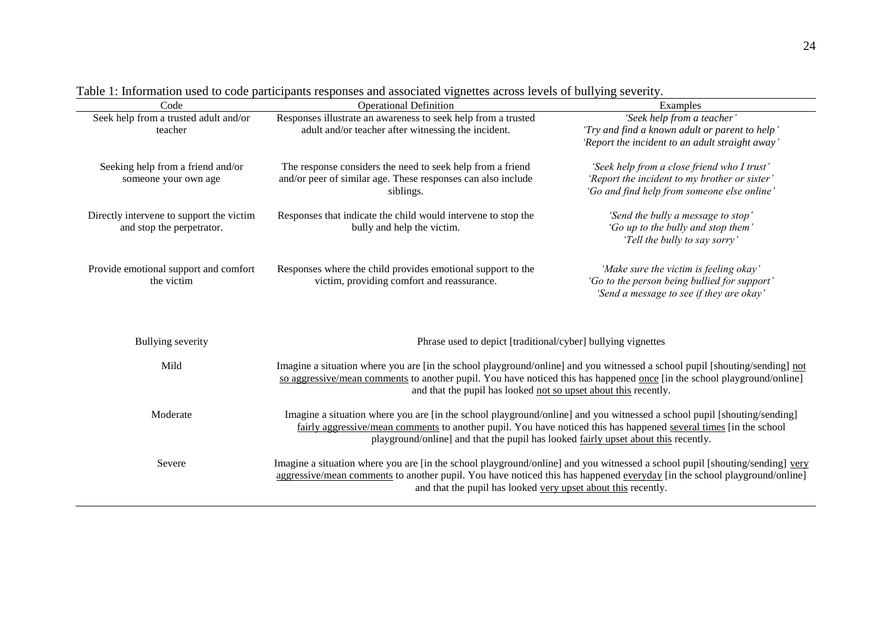Table 1: Information used to code participants responses and associated vignettes across levels of bullying severity.

| Code | Operational Definition | Examples |
|---|---|---|
| Seek help from a trusted adult and/or teacher | Responses illustrate an awareness to seek help from a trusted adult and/or teacher after witnessing the incident. | *'Seek help from a teacher'*<br>*'Try and find a known adult or parent to help'*<br>*'Report the incident to an adult straight away'* |
| Seeking help from a friend and/or someone your own age | The response considers the need to seek help from a friend and/or peer of similar age. These responses can also include siblings. | *'Seek help from a close friend who I trust'*<br>*'Report the incident to my brother or sister'*<br>*'Go and find help from someone else online'* |
| Directly intervene to support the victim and stop the perpetrator. | Responses that indicate the child would intervene to stop the bully and help the victim. | *'Send the bully a message to stop'*<br>*'Go up to the bully and stop them'*<br>*'Tell the bully to say sorry'* |
| Provide emotional support and comfort the victim | Responses where the child provides emotional support to the victim, providing comfort and reassurance. | *'Make sure the victim is feeling okay'*<br>*'Go to the person being bullied for support'*<br>*'Send a message to see if they are okay'* |

| Bullying severity | Phrase used to depict [traditional/cyber] bullying vignettes |
|---|---|
| Mild | Imagine a situation where you are [in the school playground/online] and you witnessed a school pupil [shouting/sending] <u>not so aggressive/mean comments</u> to another pupil. You have noticed this has happened <u>once</u> [in the school playground/online] and that the pupil has looked <u>not so upset about this</u> recently. |
| Moderate | Imagine a situation where you are [in the school playground/online] and you witnessed a school pupil [shouting/sending] <u>fairly aggressive/mean comments</u> to another pupil. You have noticed this has happened <u>several times</u> [in the school playground/online] and that the pupil has looked <u>fairly upset about this</u> recently. |
| Severe | Imagine a situation where you are [in the school playground/online] and you witnessed a school pupil [shouting/sending] <u>very aggressive/mean comments</u> to another pupil. You have noticed this has happened <u>everyday</u> [in the school playground/online] and that the pupil has looked <u>very upset about this</u> recently. |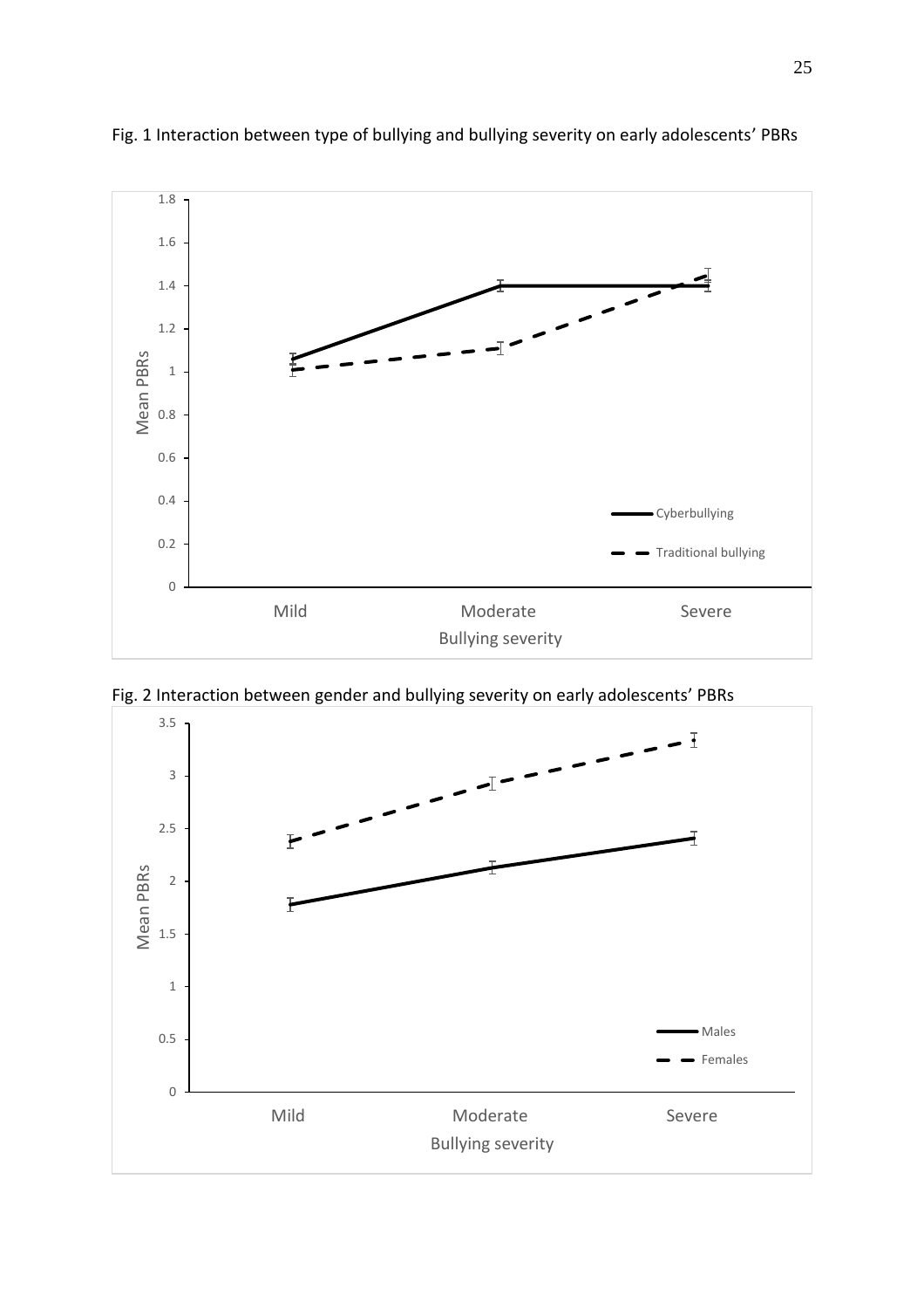Fig. 1 Interaction between type of bullying and bullying severity on early adolescents' PBRs

1.8
1.6
1.4
1.2
1
0.8
0.6
0.4
0.2
0

Mean PBRs

Mild
Moderate
Severe

Bullying severity

Cyberbullying
Traditional bullying

Fig. 2 Interaction between gender and bullying severity on early adolescents' PBRs

3.5
3
2.5
2
1.5
1
0.5
0

Mean PBRs

Mild
Moderate
Severe

Bullying severity

Males
Females